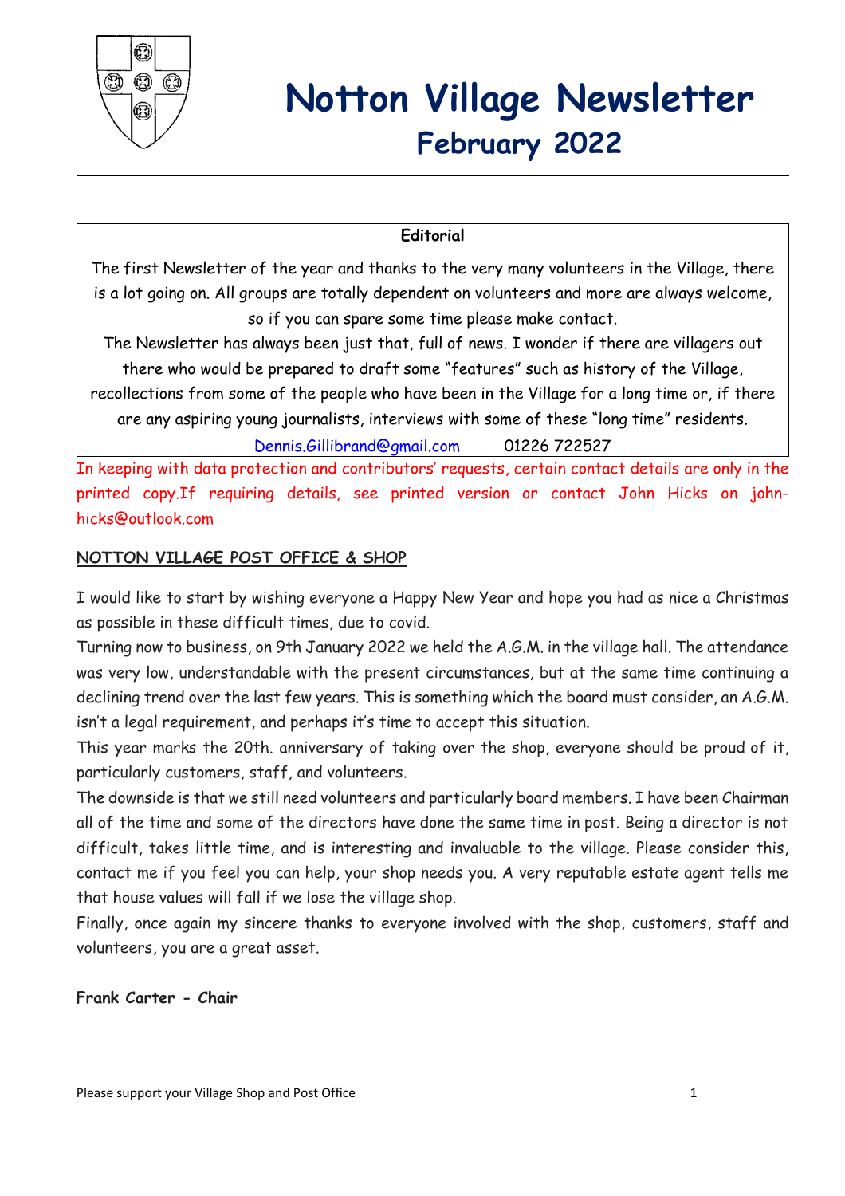# Notton Village Newsletter

## February 2022

**Editorial**

The first Newsletter of the year and thanks to the very many volunteers in the Village, there is a lot going on. All groups are totally dependent on volunteers and more are always welcome, so if you can spare some time please make contact.

The Newsletter has always been just that, full of news. I wonder if there are villagers out there who would be prepared to draft some "features" such as history of the Village, recollections from some of the people who have been in the Village for a long time or, if there are any aspiring young journalists, interviews with some of these "long time" residents.

Dennis.Gillibrand@gmail.com     01226 722527

In keeping with data protection and contributors' requests, certain contact details are only in the printed copy.If requiring details, see printed version or contact John Hicks on john-hicks@outlook.com

**NOTTON VILLAGE POST OFFICE & SHOP**

I would like to start by wishing everyone a Happy New Year and hope you had as nice a Christmas as possible in these difficult times, due to covid.

Turning now to business, on 9th January 2022 we held the A.G.M. in the village hall. The attendance was very low, understandable with the present circumstances, but at the same time continuing a declining trend over the last few years. This is something which the board must consider, an A.G.M. isn't a legal requirement, and perhaps it's time to accept this situation.

This year marks the 20th. anniversary of taking over the shop, everyone should be proud of it, particularly customers, staff, and volunteers.

The downside is that we still need volunteers and particularly board members. I have been Chairman all of the time and some of the directors have done the same time in post. Being a director is not difficult, takes little time, and is interesting and invaluable to the village. Please consider this, contact me if you feel you can help, your shop needs you. A very reputable estate agent tells me that house values will fall if we lose the village shop.

Finally, once again my sincere thanks to everyone involved with the shop, customers, staff and volunteers, you are a great asset.

**Frank Carter - Chair**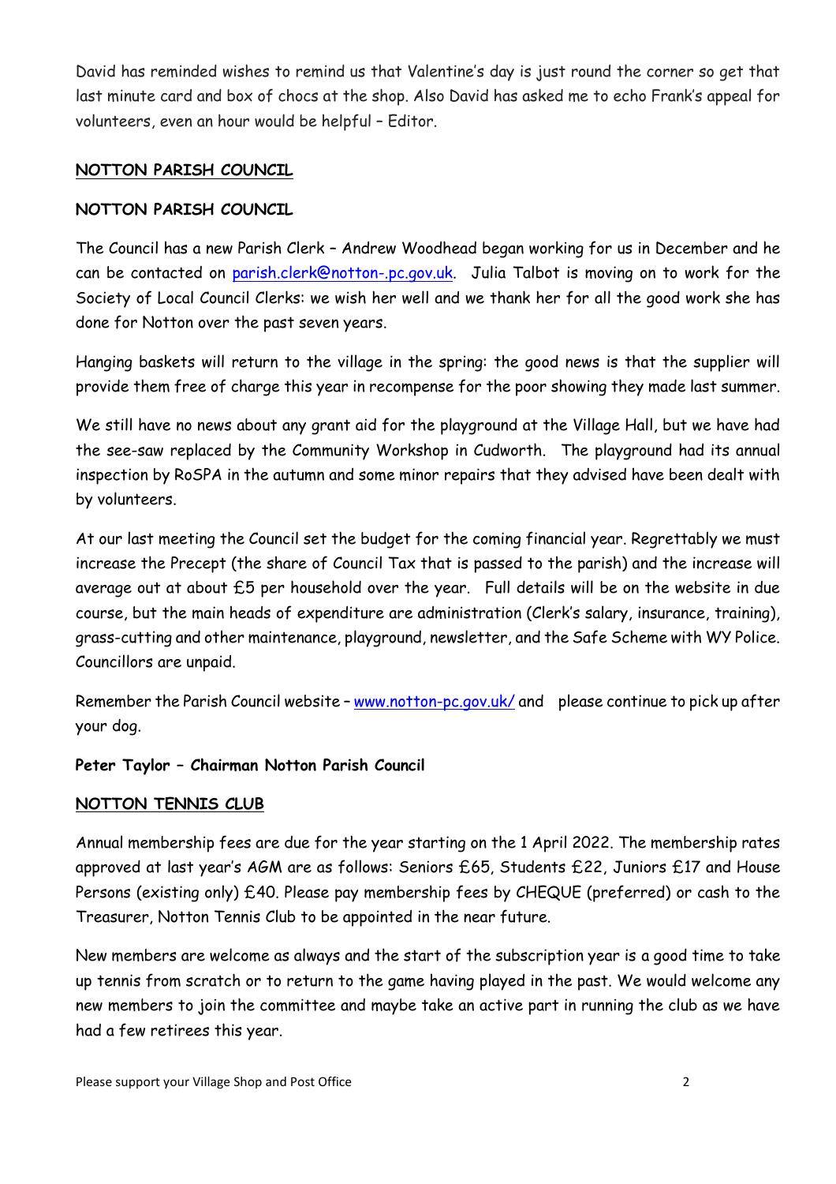David has reminded wishes to remind us that Valentine's day is just round the corner so get that last minute card and box of chocs at the shop. Also David has asked me to echo Frank's appeal for volunteers, even an hour would be helpful – Editor.

## NOTTON PARISH COUNCIL

## NOTTON PARISH COUNCIL

The Council has a new Parish Clerk – Andrew Woodhead began working for us in December and he can be contacted on parish.clerk@notton-.pc.gov.uk. Julia Talbot is moving on to work for the Society of Local Council Clerks: we wish her well and we thank her for all the good work she has done for Notton over the past seven years.

Hanging baskets will return to the village in the spring: the good news is that the supplier will provide them free of charge this year in recompense for the poor showing they made last summer.

We still have no news about any grant aid for the playground at the Village Hall, but we have had the see-saw replaced by the Community Workshop in Cudworth. The playground had its annual inspection by RoSPA in the autumn and some minor repairs that they advised have been dealt with by volunteers.

At our last meeting the Council set the budget for the coming financial year. Regrettably we must increase the Precept (the share of Council Tax that is passed to the parish) and the increase will average out at about £5 per household over the year. Full details will be on the website in due course, but the main heads of expenditure are administration (Clerk's salary, insurance, training), grass-cutting and other maintenance, playground, newsletter, and the Safe Scheme with WY Police. Councillors are unpaid.

Remember the Parish Council website – www.notton-pc.gov.uk/ and please continue to pick up after your dog.

**Peter Taylor – Chairman Notton Parish Council**

## NOTTON TENNIS CLUB

Annual membership fees are due for the year starting on the 1 April 2022. The membership rates approved at last year's AGM are as follows: Seniors £65, Students £22, Juniors £17 and House Persons (existing only) £40. Please pay membership fees by CHEQUE (preferred) or cash to the Treasurer, Notton Tennis Club to be appointed in the near future.

New members are welcome as always and the start of the subscription year is a good time to take up tennis from scratch or to return to the game having played in the past. We would welcome any new members to join the committee and maybe take an active part in running the club as we have had a few retirees this year.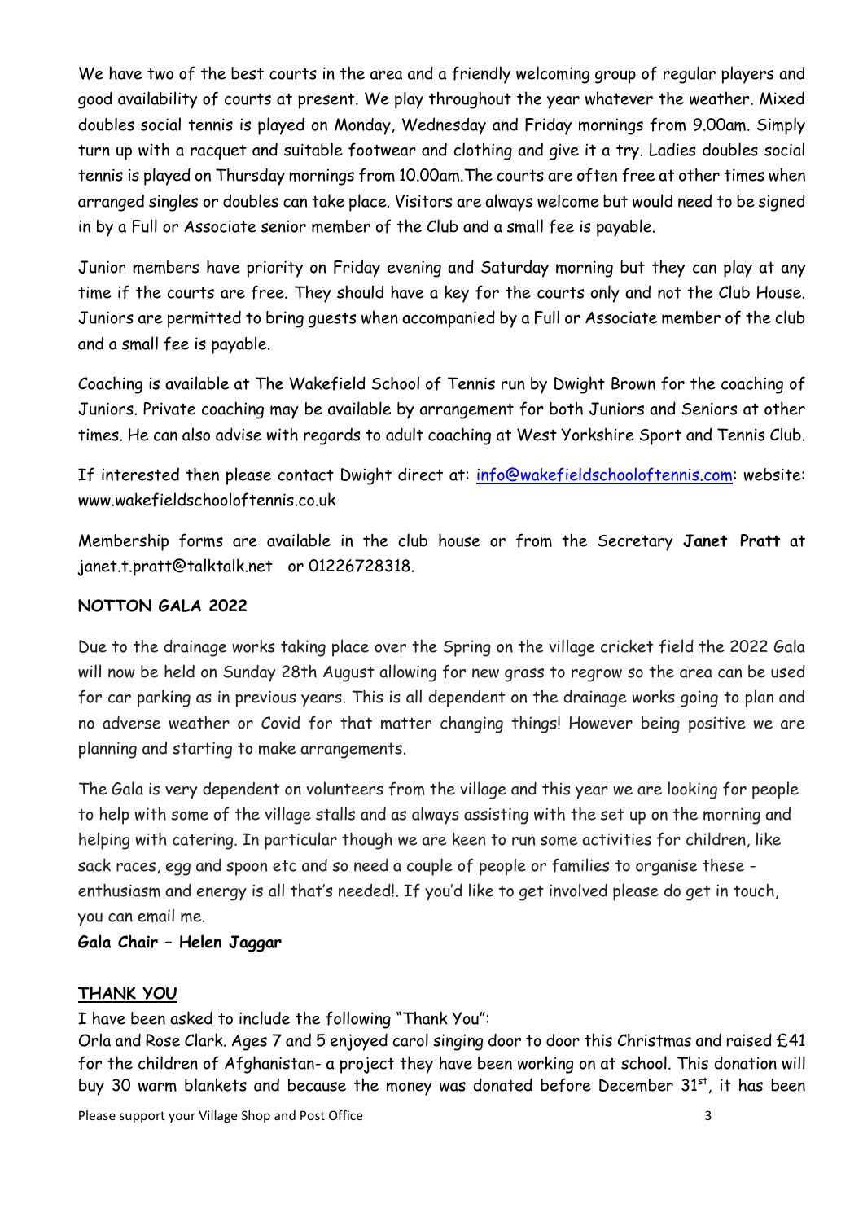We have two of the best courts in the area and a friendly welcoming group of regular players and good availability of courts at present. We play throughout the year whatever the weather. Mixed doubles social tennis is played on Monday, Wednesday and Friday mornings from 9.00am. Simply turn up with a racquet and suitable footwear and clothing and give it a try. Ladies doubles social tennis is played on Thursday mornings from 10.00am.The courts are often free at other times when arranged singles or doubles can take place. Visitors are always welcome but would need to be signed in by a Full or Associate senior member of the Club and a small fee is payable.

Junior members have priority on Friday evening and Saturday morning but they can play at any time if the courts are free. They should have a key for the courts only and not the Club House. Juniors are permitted to bring guests when accompanied by a Full or Associate member of the club and a small fee is payable.

Coaching is available at The Wakefield School of Tennis run by Dwight Brown for the coaching of Juniors. Private coaching may be available by arrangement for both Juniors and Seniors at other times. He can also advise with regards to adult coaching at West Yorkshire Sport and Tennis Club.

If interested then please contact Dwight direct at: info@wakefieldschooloftennis.com: website: www.wakefieldschooloftennis.co.uk

Membership forms are available in the club house or from the Secretary **Janet Pratt** at janet.t.pratt@talktalk.net or 01226728318.

## NOTTON GALA 2022

Due to the drainage works taking place over the Spring on the village cricket field the 2022 Gala will now be held on Sunday 28th August allowing for new grass to regrow so the area can be used for car parking as in previous years. This is all dependent on the drainage works going to plan and no adverse weather or Covid for that matter changing things! However being positive we are planning and starting to make arrangements.

The Gala is very dependent on volunteers from the village and this year we are looking for people to help with some of the village stalls and as always assisting with the set up on the morning and helping with catering. In particular though we are keen to run some activities for children, like sack races, egg and spoon etc and so need a couple of people or families to organise these - enthusiasm and energy is all that's needed!. If you'd like to get involved please do get in touch, you can email me.

**Gala Chair – Helen Jaggar**

## THANK YOU

I have been asked to include the following "Thank You":

Orla and Rose Clark. Ages 7 and 5 enjoyed carol singing door to door this Christmas and raised £41 for the children of Afghanistan- a project they have been working on at school. This donation will buy 30 warm blankets and because the money was donated before December 31st, it has been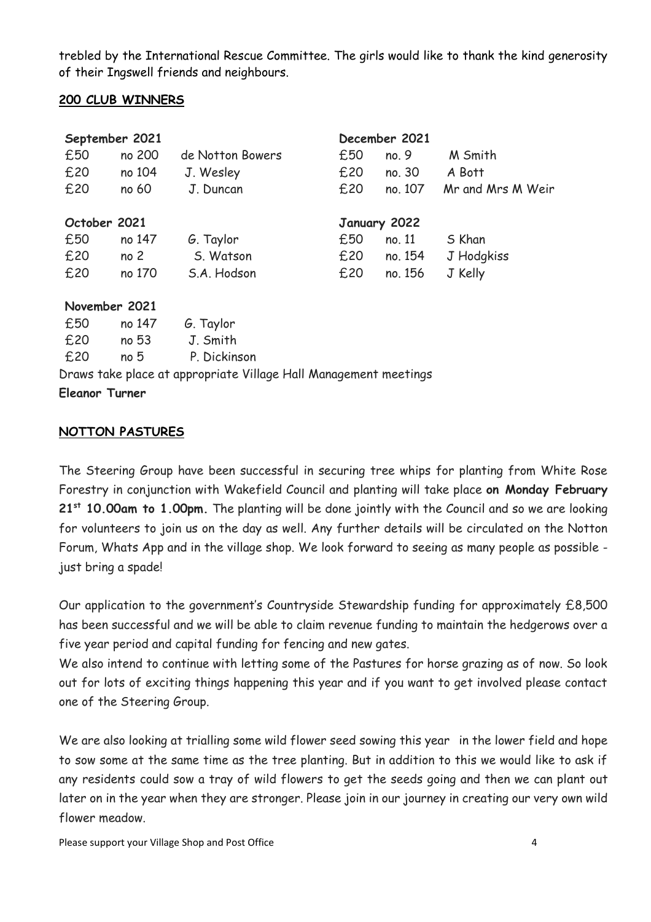trebled by the International Rescue Committee. The girls would like to thank the kind generosity of their Ingswell friends and neighbours.

## 200 CLUB WINNERS

**September 2021**

| | | |
|---|---|---|
| £50 | no 200 | de Notton Bowers |
| £20 | no 104 | J. Wesley |
| £20 | no 60 | J. Duncan |

**October 2021**

| | | |
|---|---|---|
| £50 | no 147 | G. Taylor |
| £20 | no 2 | S. Watson |
| £20 | no 170 | S.A. Hodson |

**November 2021**

| | | |
|---|---|---|
| £50 | no 147 | G. Taylor |
| £20 | no 53 | J. Smith |
| £20 | no 5 | P. Dickinson |

**December 2021**

| | | |
|---|---|---|
| £50 | no. 9 | M Smith |
| £20 | no. 30 | A Bott |
| £20 | no. 107 | Mr and Mrs M Weir |

**January 2022**

| | | |
|---|---|---|
| £50 | no. 11 | S Khan |
| £20 | no. 154 | J Hodgkiss |
| £20 | no. 156 | J Kelly |

Draws take place at appropriate Village Hall Management meetings

**Eleanor Turner**

## NOTTON PASTURES

The Steering Group have been successful in securing tree whips for planting from White Rose Forestry in conjunction with Wakefield Council and planting will take place **on Monday February 21st 10.00am to 1.00pm.** The planting will be done jointly with the Council and so we are looking for volunteers to join us on the day as well. Any further details will be circulated on the Notton Forum, Whats App and in the village shop. We look forward to seeing as many people as possible - just bring a spade!

Our application to the government's Countryside Stewardship funding for approximately £8,500 has been successful and we will be able to claim revenue funding to maintain the hedgerows over a five year period and capital funding for fencing and new gates.

We also intend to continue with letting some of the Pastures for horse grazing as of now. So look out for lots of exciting things happening this year and if you want to get involved please contact one of the Steering Group.

We are also looking at trialling some wild flower seed sowing this year in the lower field and hope to sow some at the same time as the tree planting. But in addition to this we would like to ask if any residents could sow a tray of wild flowers to get the seeds going and then we can plant out later on in the year when they are stronger. Please join in our journey in creating our very own wild flower meadow.

Please support your Village Shop and Post Office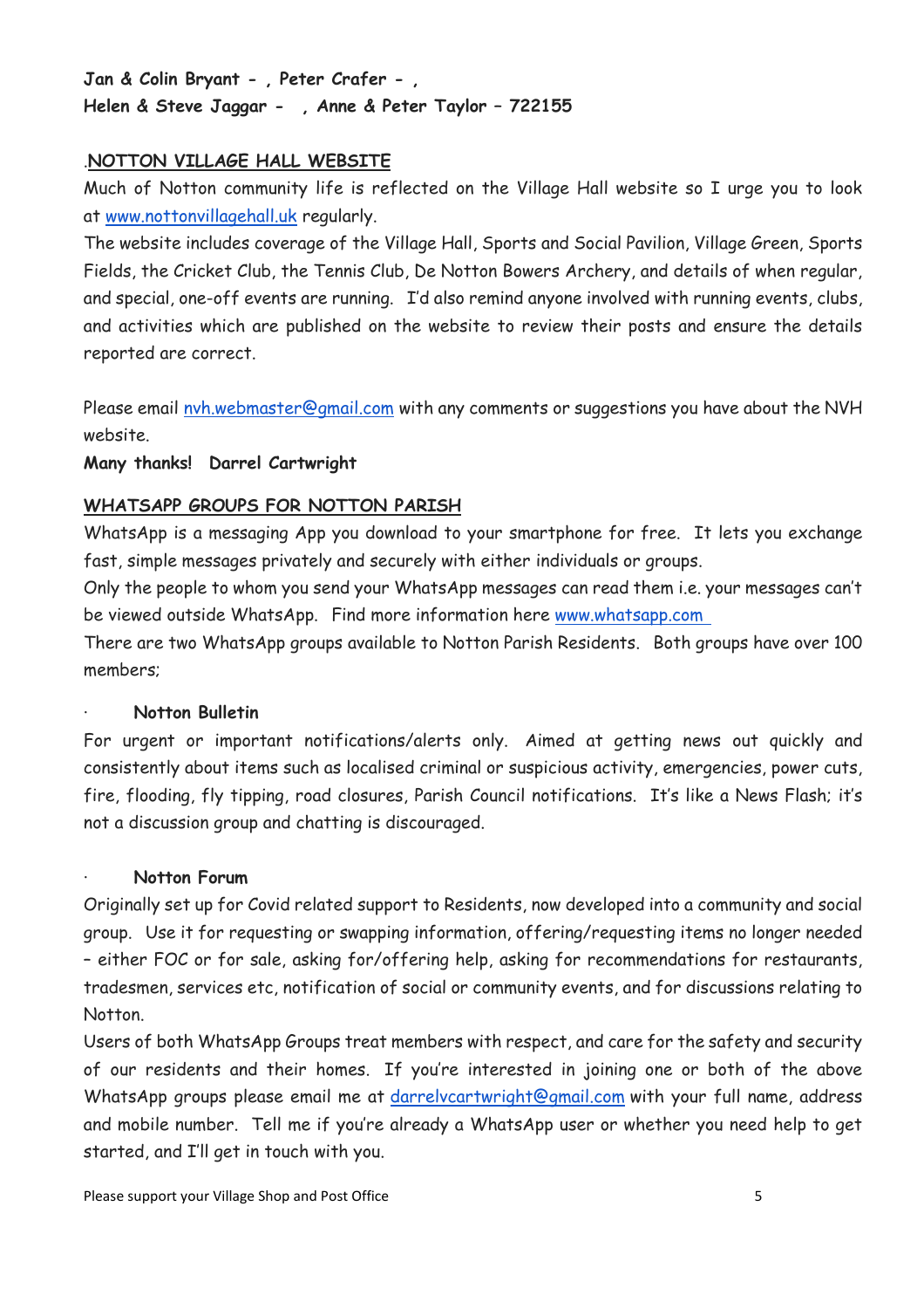**Jan & Colin Bryant - , Peter Crafer - ,**
**Helen & Steve Jaggar - , Anne & Peter Taylor – 722155**

## .NOTTON VILLAGE HALL WEBSITE

Much of Notton community life is reflected on the Village Hall website so I urge you to look at www.nottonvillagehall.uk regularly.

The website includes coverage of the Village Hall, Sports and Social Pavilion, Village Green, Sports Fields, the Cricket Club, the Tennis Club, De Notton Bowers Archery, and details of when regular, and special, one-off events are running. I'd also remind anyone involved with running events, clubs, and activities which are published on the website to review their posts and ensure the details reported are correct.

Please email nvh.webmaster@gmail.com with any comments or suggestions you have about the NVH website.

**Many thanks! Darrel Cartwright**

## WHATSAPP GROUPS FOR NOTTON PARISH

WhatsApp is a messaging App you download to your smartphone for free. It lets you exchange fast, simple messages privately and securely with either individuals or groups.

Only the people to whom you send your WhatsApp messages can read them i.e. your messages can't be viewed outside WhatsApp. Find more information here www.whatsapp.com

There are two WhatsApp groups available to Notton Parish Residents. Both groups have over 100 members;

- **Notton Bulletin**

For urgent or important notifications/alerts only. Aimed at getting news out quickly and consistently about items such as localised criminal or suspicious activity, emergencies, power cuts, fire, flooding, fly tipping, road closures, Parish Council notifications. It's like a News Flash; it's not a discussion group and chatting is discouraged.

- **Notton Forum**

Originally set up for Covid related support to Residents, now developed into a community and social group. Use it for requesting or swapping information, offering/requesting items no longer needed – either FOC or for sale, asking for/offering help, asking for recommendations for restaurants, tradesmen, services etc, notification of social or community events, and for discussions relating to Notton.

Users of both WhatsApp Groups treat members with respect, and care for the safety and security of our residents and their homes. If you're interested in joining one or both of the above WhatsApp groups please email me at darrelvcartwright@gmail.com with your full name, address and mobile number. Tell me if you're already a WhatsApp user or whether you need help to get started, and I'll get in touch with you.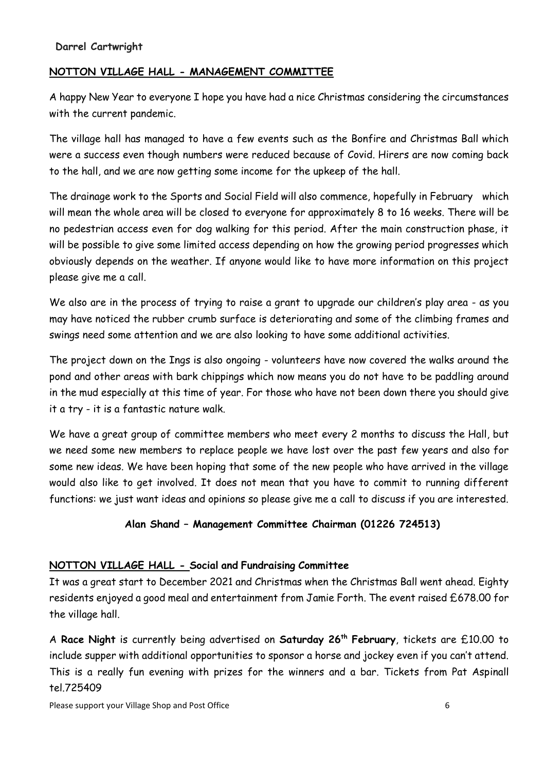**Darrel Cartwright**

## NOTTON VILLAGE HALL - MANAGEMENT COMMITTEE

A happy New Year to everyone I hope you have had a nice Christmas considering the circumstances with the current pandemic.

The village hall has managed to have a few events such as the Bonfire and Christmas Ball which were a success even though numbers were reduced because of Covid. Hirers are now coming back to the hall, and we are now getting some income for the upkeep of the hall.

The drainage work to the Sports and Social Field will also commence, hopefully in February which will mean the whole area will be closed to everyone for approximately 8 to 16 weeks. There will be no pedestrian access even for dog walking for this period. After the main construction phase, it will be possible to give some limited access depending on how the growing period progresses which obviously depends on the weather. If anyone would like to have more information on this project please give me a call.

We also are in the process of trying to raise a grant to upgrade our children's play area - as you may have noticed the rubber crumb surface is deteriorating and some of the climbing frames and swings need some attention and we are also looking to have some additional activities.

The project down on the Ings is also ongoing - volunteers have now covered the walks around the pond and other areas with bark chippings which now means you do not have to be paddling around in the mud especially at this time of year. For those who have not been down there you should give it a try - it is a fantastic nature walk.

We have a great group of committee members who meet every 2 months to discuss the Hall, but we need some new members to replace people we have lost over the past few years and also for some new ideas. We have been hoping that some of the new people who have arrived in the village would also like to get involved. It does not mean that you have to commit to running different functions: we just want ideas and opinions so please give me a call to discuss if you are interested.

**Alan Shand – Management Committee Chairman (01226 724513)**

## NOTTON VILLAGE HALL - Social and Fundraising Committee

It was a great start to December 2021 and Christmas when the Christmas Ball went ahead. Eighty residents enjoyed a good meal and entertainment from Jamie Forth. The event raised £678.00 for the village hall.

A **Race Night** is currently being advertised on **Saturday 26th February**, tickets are £10.00 to include supper with additional opportunities to sponsor a horse and jockey even if you can't attend. This is a really fun evening with prizes for the winners and a bar. Tickets from Pat Aspinall tel.725409

Please support your Village Shop and Post Office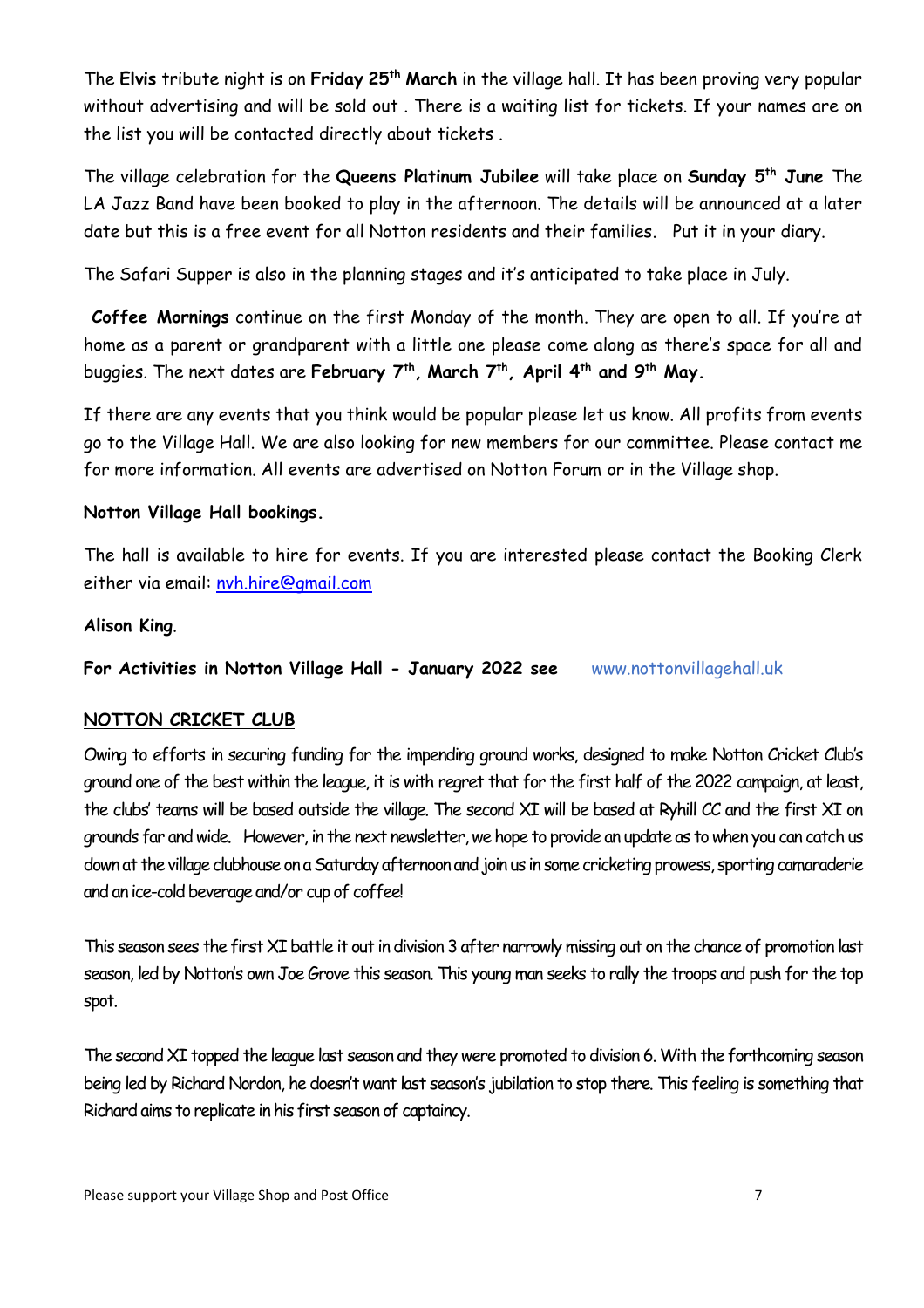The **Elvis** tribute night is on **Friday 25th March** in the village hall. It has been proving very popular without advertising and will be sold out . There is a waiting list for tickets. If your names are on the list you will be contacted directly about tickets .

The village celebration for the **Queens Platinum Jubilee** will take place on **Sunday 5th June** The LA Jazz Band have been booked to play in the afternoon. The details will be announced at a later date but this is a free event for all Notton residents and their families. Put it in your diary.

The Safari Supper is also in the planning stages and it's anticipated to take place in July.

**Coffee Mornings** continue on the first Monday of the month. They are open to all. If you're at home as a parent or grandparent with a little one please come along as there's space for all and buggies. The next dates are **February 7th, March 7th, April 4th and 9th May.**

If there are any events that you think would be popular please let us know. All profits from events go to the Village Hall. We are also looking for new members for our committee. Please contact me for more information. All events are advertised on Notton Forum or in the Village shop.

**Notton Village Hall bookings.**

The hall is available to hire for events. If you are interested please contact the Booking Clerk either via email: nvh.hire@gmail.com

**Alison King**.

**For Activities in Notton Village Hall - January 2022 see** www.nottonvillagehall.uk

## NOTTON CRICKET CLUB

Owing to efforts in securing funding for the impending ground works, designed to make Notton Cricket Club's ground one of the best within the league, it is with regret that for the first half of the 2022 campaign, at least, the clubs' teams will be based outside the village. The second XI will be based at Ryhill CC and the first XI on grounds far and wide. However, in the next newsletter, we hope to provide an update as to when you can catch us down at the village clubhouse on a Saturday afternoon and join us in some cricketing prowess, sporting camaraderie and an ice-cold beverage and/or cup of coffee!

This season sees the first XI battle it out in division 3 after narrowly missing out on the chance of promotion last season, led by Notton's own Joe Grove this season. This young man seeks to rally the troops and push for the top spot.

The second XI topped the league last season and they were promoted to division 6. With the forthcoming season being led by Richard Nordon, he doesn't want last season's jubilation to stop there. This feeling is something that Richard aims to replicate in his first season of captaincy.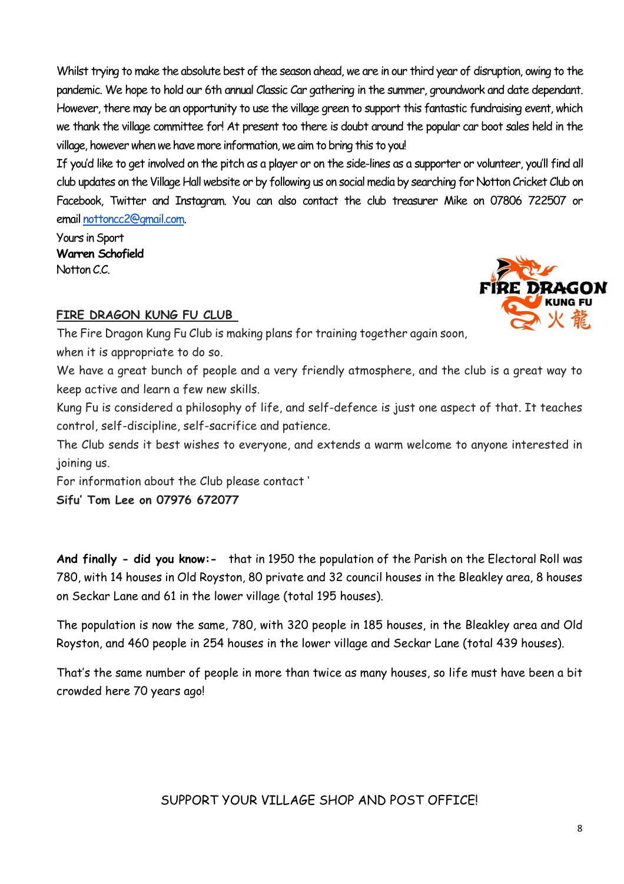Whilst trying to make the absolute best of the season ahead, we are in our third year of disruption, owing to the pandemic. We hope to hold our 6th annual Classic Car gathering in the summer, groundwork and date dependant. However, there may be an opportunity to use the village green to support this fantastic fundraising event, which we thank the village committee for! At present too there is doubt around the popular car boot sales held in the village, however when we have more information, we aim to bring this to you!

If you'd like to get involved on the pitch as a player or on the side-lines as a supporter or volunteer, you'll find all club updates on the Village Hall website or by following us on social media by searching for Notton Cricket Club on Facebook, Twitter and Instagram. You can also contact the club treasurer Mike on 07806 722507 or email nottoncc2@gmail.com.

Yours in Sport
**Warren Schofield**
Notton C.C.

## FIRE DRAGON KUNG FU CLUB

The Fire Dragon Kung Fu Club is making plans for training together again soon, when it is appropriate to do so.

We have a great bunch of people and a very friendly atmosphere, and the club is a great way to keep active and learn a few new skills.

Kung Fu is considered a philosophy of life, and self-defence is just one aspect of that. It teaches control, self-discipline, self-sacrifice and patience.

The Club sends it best wishes to everyone, and extends a warm welcome to anyone interested in joining us.

For information about the Club please contact '
**Sifu' Tom Lee on 07976 672077**

**And finally - did you know:-** that in 1950 the population of the Parish on the Electoral Roll was 780, with 14 houses in Old Royston, 80 private and 32 council houses in the Bleakley area, 8 houses on Seckar Lane and 61 in the lower village (total 195 houses).

The population is now the same, 780, with 320 people in 185 houses, in the Bleakley area and Old Royston, and 460 people in 254 houses in the lower village and Seckar Lane (total 439 houses).

That's the same number of people in more than twice as many houses, so life must have been a bit crowded here 70 years ago!

SUPPORT YOUR VILLAGE SHOP AND POST OFFICE!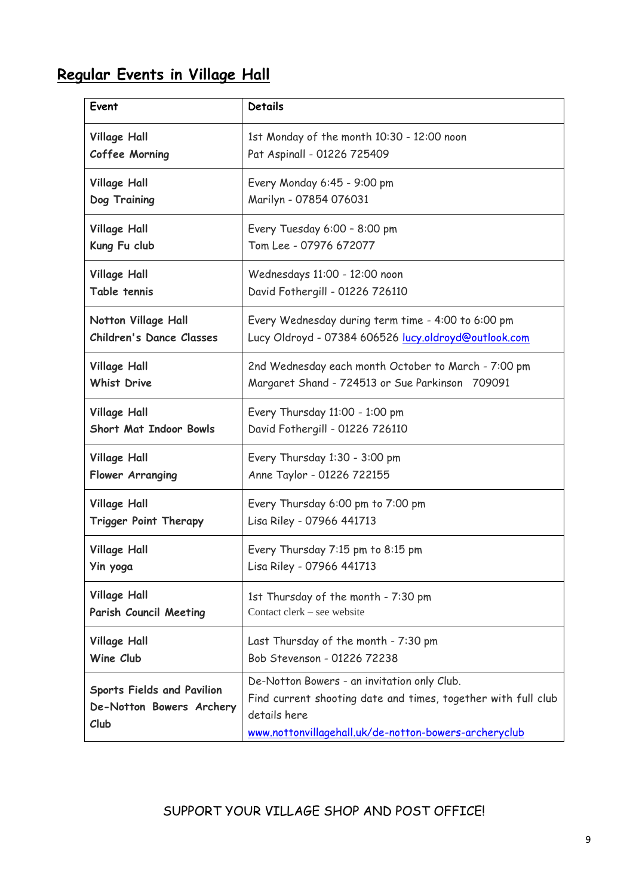## Regular Events in Village Hall

| Event | Details |
|---|---|
| Village Hall<br>Coffee Morning | 1st Monday of the month 10:30 - 12:00 noon<br>Pat Aspinall - 01226 725409 |
| Village Hall<br>Dog Training | Every Monday 6:45 - 9:00 pm<br>Marilyn - 07854 076031 |
| Village Hall<br>Kung Fu club | Every Tuesday 6:00 – 8:00 pm<br>Tom Lee - 07976 672077 |
| Village Hall<br>Table tennis | Wednesdays 11:00 - 12:00 noon<br>David Fothergill - 01226 726110 |
| Notton Village Hall<br>Children's Dance Classes | Every Wednesday during term time - 4:00 to 6:00 pm<br>Lucy Oldroyd - 07384 606526 lucy.oldroyd@outlook.com |
| Village Hall<br>Whist Drive | 2nd Wednesday each month October to March - 7:00 pm<br>Margaret Shand - 724513 or Sue Parkinson 709091 |
| Village Hall<br>Short Mat Indoor Bowls | Every Thursday 11:00 - 1:00 pm<br>David Fothergill - 01226 726110 |
| Village Hall<br>Flower Arranging | Every Thursday 1:30 - 3:00 pm<br>Anne Taylor - 01226 722155 |
| Village Hall<br>Trigger Point Therapy | Every Thursday 6:00 pm to 7:00 pm<br>Lisa Riley - 07966 441713 |
| Village Hall<br>Yin yoga | Every Thursday 7:15 pm to 8:15 pm<br>Lisa Riley - 07966 441713 |
| Village Hall<br>Parish Council Meeting | 1st Thursday of the month - 7:30 pm<br>Contact clerk – see website |
| Village Hall<br>Wine Club | Last Thursday of the month - 7:30 pm<br>Bob Stevenson - 01226 72238 |
| Sports Fields and Pavilion<br>De-Notton Bowers Archery Club | De-Notton Bowers - an invitation only Club.<br>Find current shooting date and times, together with full club details here<br>www.nottonvillagehall.uk/de-notton-bowers-archeryclub |

SUPPORT YOUR VILLAGE SHOP AND POST OFFICE!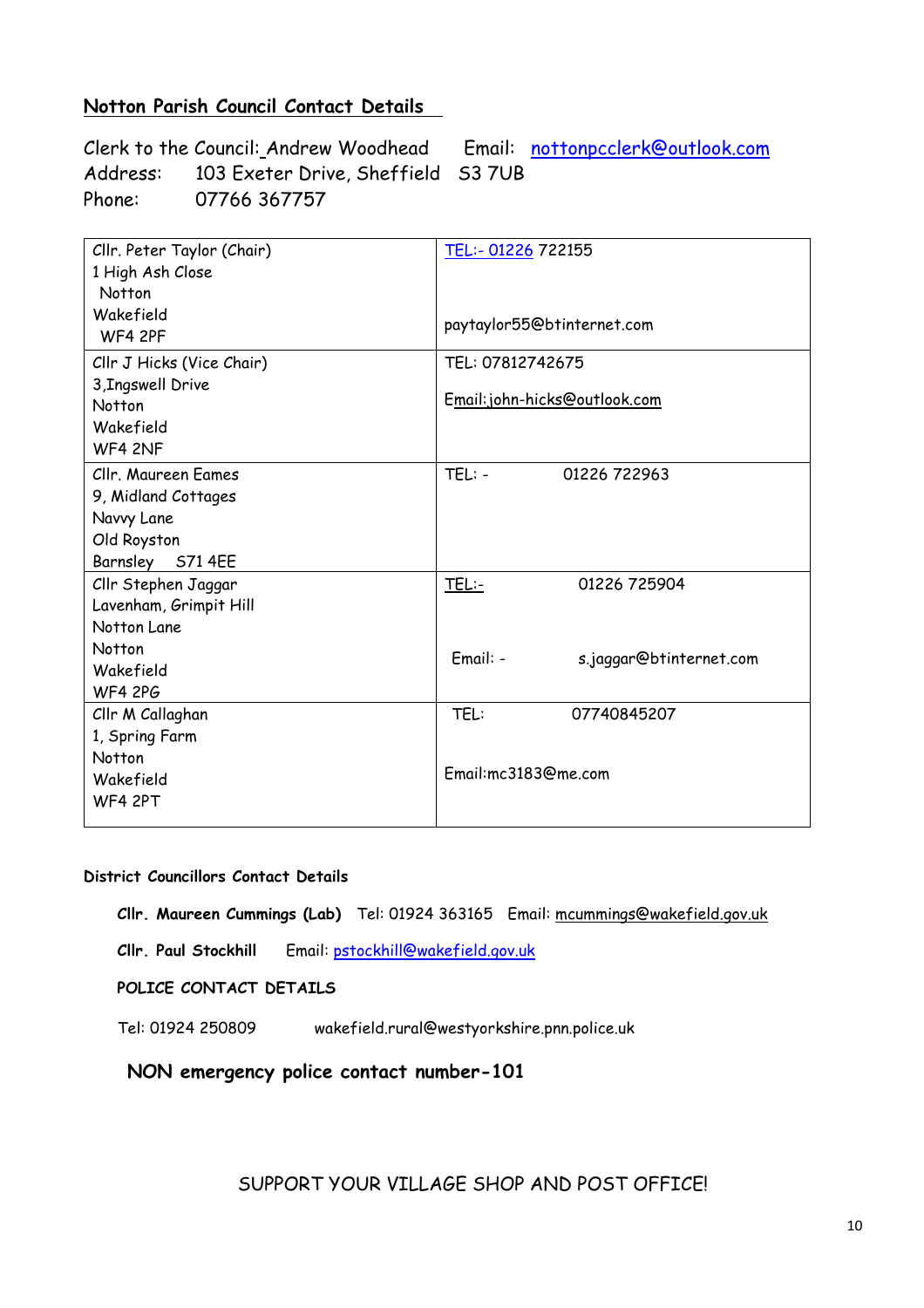## Notton Parish Council Contact Details

Clerk to the Council: Andrew Woodhead Email: nottonpcclerk@outlook.com
Address: 103 Exeter Drive, Sheffield S3 7UB
Phone: 07766 367757

| | |
|---|---|
| Cllr. Peter Taylor (Chair)<br>1 High Ash Close<br>Notton<br>Wakefield<br>WF4 2PF | TEL:- 01226 722155<br><br>paytaylor55@btinternet.com |
| Cllr J Hicks (Vice Chair)<br>3,Ingswell Drive<br>Notton<br>Wakefield<br>WF4 2NF | TEL: 07812742675<br><br>Email:john-hicks@outlook.com |
| Cllr. Maureen Eames<br>9, Midland Cottages<br>Navvy Lane<br>Old Royston<br>Barnsley S71 4EE | TEL: - 01226 722963 |
| Cllr Stephen Jaggar<br>Lavenham, Grimpit Hill<br>Notton Lane<br>Notton<br>Wakefield<br>WF4 2PG | TEL:- 01226 725904<br><br>Email: - s.jaggar@btinternet.com |
| Cllr M Callaghan<br>1, Spring Farm<br>Notton<br>Wakefield<br>WF4 2PT | TEL: 07740845207<br><br>Email:mc3183@me.com |

### District Councillors Contact Details

**Cllr. Maureen Cummings (Lab)** Tel: 01924 363165 Email: mcummings@wakefield.gov.uk

**Cllr. Paul Stockhill** Email: pstockhill@wakefield.gov.uk

**POLICE CONTACT DETAILS**

Tel: 01924 250809 wakefield.rural@westyorkshire.pnn.police.uk

**NON emergency police contact number-101**

SUPPORT YOUR VILLAGE SHOP AND POST OFFICE!